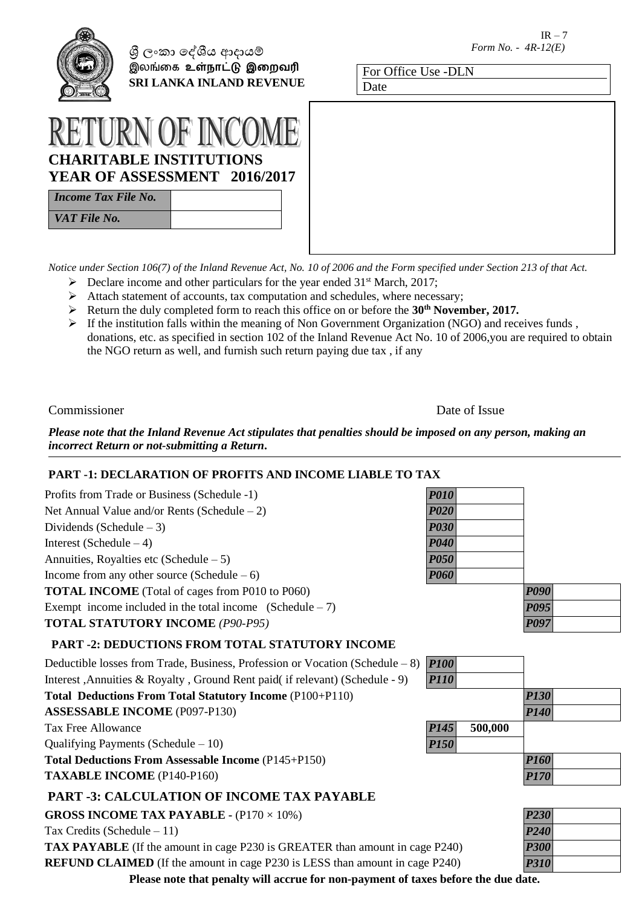IR – 7
*Form No. - 4R-12(E)*

ශ්‍රී ලංකා දේශීය ආදායම්
இலங்கை உள்நாட்டு இறைவரி
**SRI LANKA INLAND REVENUE**

| For Office Use -DLN |
|---|
| Date |

# RETURN OF INCOME

## CHARITABLE INSTITUTIONS
## YEAR OF ASSESSMENT 2016/2017

| *Income Tax File No.* | |
|---|---|
| *VAT File No.* | |

*Notice under Section 106(7) of the Inland Revenue Act, No. 10 of 2006 and the Form specified under Section 213 of that Act.*

- Declare income and other particulars for the year ended 31st March, 2017;
- Attach statement of accounts, tax computation and schedules, where necessary;
- Return the duly completed form to reach this office on or before the **30th November, 2017.**
- If the institution falls within the meaning of Non Government Organization (NGO) and receives funds , donations, etc. as specified in section 102 of the Inland Revenue Act No. 10 of 2006,you are required to obtain the NGO return as well, and furnish such return paying due tax , if any

Commissioner | Date of Issue

***Please note that the Inland Revenue Act stipulates that penalties should be imposed on any person, making an incorrect Return or not-submitting a Return.***

### PART -1: DECLARATION OF PROFITS AND INCOME LIABLE TO TAX

| | | | | |
|---|---|---|---|---|
| Profits from Trade or Business (Schedule -1) | *P010* | | | |
| Net Annual Value and/or Rents (Schedule – 2) | *P020* | | | |
| Dividends (Schedule – 3) | *P030* | | | |
| Interest (Schedule – 4) | *P040* | | | |
| Annuities, Royalties etc (Schedule – 5) | *P050* | | | |
| Income from any other source (Schedule – 6) | *P060* | | | |
| **TOTAL INCOME** (Total of cages from P010 to P060) | | | *P090* | |
| Exempt income included in the total income (Schedule – 7) | | | *P095* | |
| **TOTAL STATUTORY INCOME** *(P90-P95)* | | | *P097* | |

### PART -2: DEDUCTIONS FROM TOTAL STATUTORY INCOME

| | | | | |
|---|---|---|---|---|
| Deductible losses from Trade, Business, Profession or Vocation (Schedule – 8) | *P100* | | | |
| Interest ,Annuities & Royalty , Ground Rent paid( if relevant) (Schedule - 9) | *P110* | | | |
| **Total Deductions From Total Statutory Income** (P100+P110) | | | *P130* | |
| **ASSESSABLE INCOME** (P097-P130) | | | *P140* | |
| Tax Free Allowance | *P145* | 500,000 | | |
| Qualifying Payments (Schedule – 10) | *P150* | | | |
| **Total Deductions From Assessable Income** (P145+P150) | | | *P160* | |
| **TAXABLE INCOME** (P140-P160) | | | *P170* | |

### PART -3: CALCULATION OF INCOME TAX PAYABLE

| | | |
|---|---|---|
| **GROSS INCOME TAX PAYABLE -** (P170 × 10%) | *P230* | |
| Tax Credits (Schedule – 11) | *P240* | |
| **TAX PAYABLE** (If the amount in cage P230 is GREATER than amount in cage P240) | *P300* | |
| **REFUND CLAIMED** (If the amount in cage P230 is LESS than amount in cage P240) | *P310* | |

**Please note that penalty will accrue for non-payment of taxes before the due date.**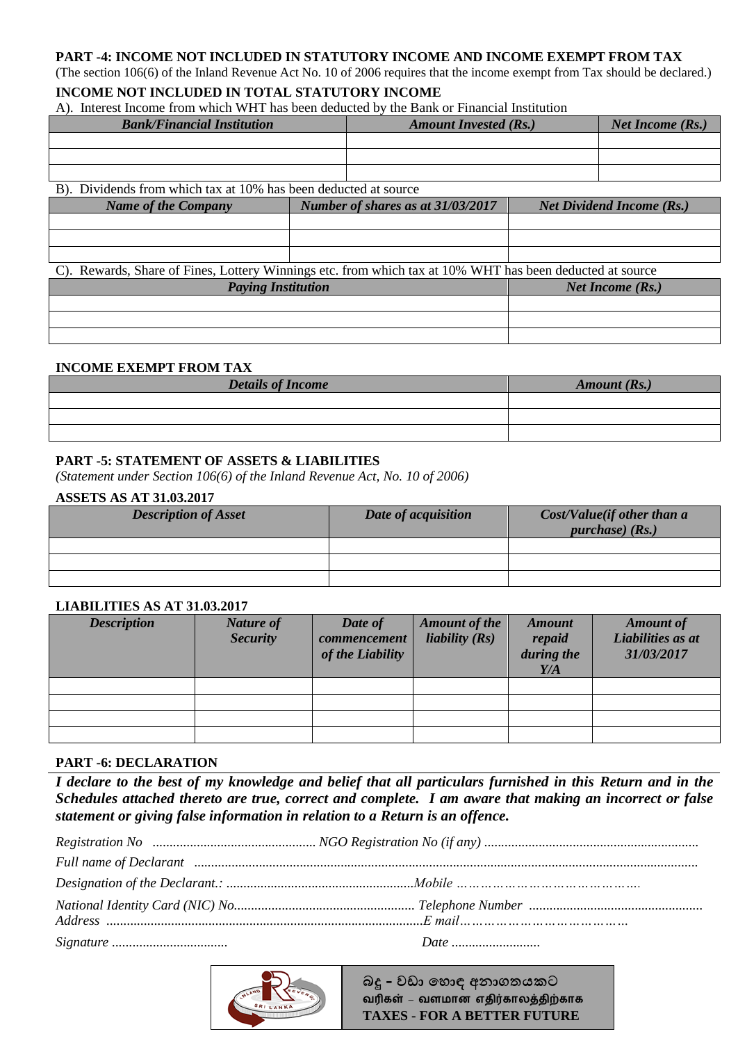**PART -4: INCOME NOT INCLUDED IN STATUTORY INCOME AND INCOME EXEMPT FROM TAX**

(The section 106(6) of the Inland Revenue Act No. 10 of 2006 requires that the income exempt from Tax should be declared.)

**INCOME NOT INCLUDED IN TOTAL STATUTORY INCOME**

A). Interest Income from which WHT has been deducted by the Bank or Financial Institution

| *Bank/Financial Institution* | *Amount Invested (Rs.)* | *Net Income (Rs.)* |
|---|---|---|
| | | |
| | | |
| | | |

B). Dividends from which tax at 10% has been deducted at source

| *Name of the Company* | *Number of shares as at 31/03/2017* | *Net Dividend Income (Rs.)* |
|---|---|---|
| | | |
| | | |
| | | |

C). Rewards, Share of Fines, Lottery Winnings etc. from which tax at 10% WHT has been deducted at source

| *Paying Institution* | *Net Income (Rs.)* |
|---|---|
| | |
| | |
| | |

**INCOME EXEMPT FROM TAX**

| *Details of Income* | *Amount (Rs.)* |
|---|---|
| | |
| | |
| | |

**PART -5: STATEMENT OF ASSETS & LIABILITIES**

*(Statement under Section 106(6) of the Inland Revenue Act, No. 10 of 2006)*

**ASSETS AS AT 31.03.2017**

| *Description of Asset* | *Date of acquisition* | *Cost/Value(if other than a purchase) (Rs.)* |
|---|---|---|
| | | |
| | | |
| | | |

**LIABILITIES AS AT 31.03.2017**

| *Description* | *Nature of Security* | *Date of commencement of the Liability* | *Amount of the liability (Rs)* | *Amount repaid during the Y/A* | *Amount of Liabilities as at 31/03/2017* |
|---|---|---|---|---|---|
| | | | | | |
| | | | | | |
| | | | | | |
| | | | | | |

**PART -6: DECLARATION**

***I declare to the best of my knowledge and belief that all particulars furnished in this Return and in the Schedules attached thereto are true, correct and complete. I am aware that making an incorrect or false statement or giving false information in relation to a Return is an offence.***

*Registration No* ............................................... *NGO Registration No (if any)* .............................................................

*Full name of Declarant* ..................................................................................................................................................

*Designation of the Declarant.:* .......................................................*Mobile* ……………………………………….

*National Identity Card (NIC) No*..................................................... *Telephone Number* ..................................................

*Address* .............................................................................................*E mail*……………………………………

*Signature* ................................. *Date* ..........................

බදු - වඩා හොඳ අනාගතයකට
வரிகள் – வளமான எதிர்காலத்திற்காக
**TAXES - FOR A BETTER FUTURE**